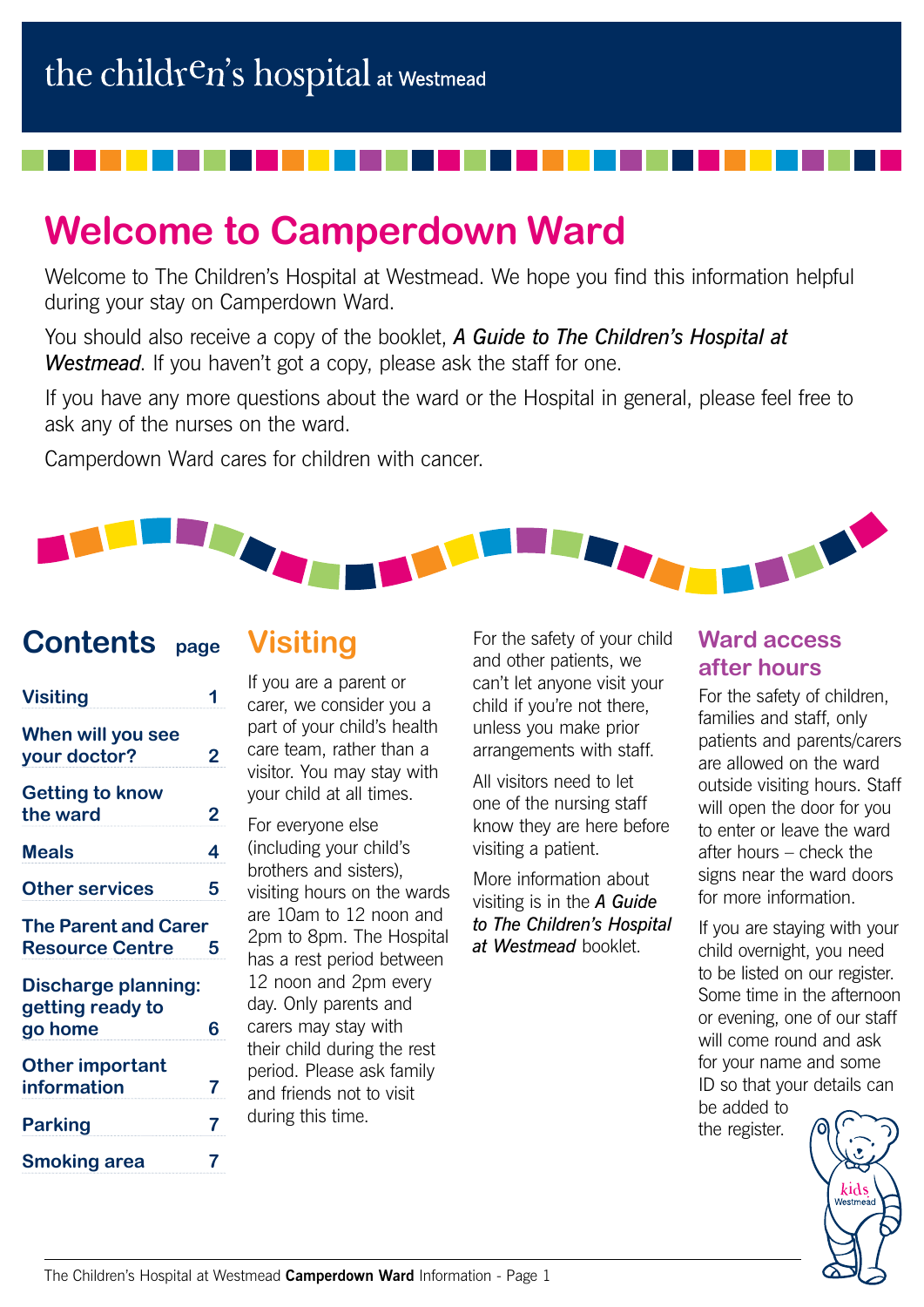the children's hospital at Westmead

# Welcome to Camperdown Ward

Welcome to The Children's Hospital at Westmead. We hope you find this information helpful during your stay on Camperdown Ward.

You should also receive a copy of the booklet, ***A Guide to The Children's Hospital at Westmead***. If you haven't got a copy, please ask the staff for one.

If you have any more questions about the ward or the Hospital in general, please feel free to ask any of the nurses on the ward.

Camperdown Ward cares for children with cancer.

## Contents

| | page |
|---|---|
| Visiting | 1 |
| When will you see your doctor? | 2 |
| Getting to know the ward | 2 |
| Meals | 4 |
| Other services | 5 |
| The Parent and Carer Resource Centre | 5 |
| Discharge planning: getting ready to go home | 6 |
| Other important information | 7 |
| Parking | 7 |
| Smoking area | 7 |

## Visiting

If you are a parent or carer, we consider you a part of your child's health care team, rather than a visitor. You may stay with your child at all times.

For everyone else (including your child's brothers and sisters), visiting hours on the wards are 10am to 12 noon and 2pm to 8pm. The Hospital has a rest period between 12 noon and 2pm every day. Only parents and carers may stay with their child during the rest period. Please ask family and friends not to visit during this time.

For the safety of your child and other patients, we can't let anyone visit your child if you're not there, unless you make prior arrangements with staff.

All visitors need to let one of the nursing staff know they are here before visiting a patient.

More information about visiting is in the ***A Guide to The Children's Hospital at Westmead*** booklet.

## Ward access after hours

For the safety of children, families and staff, only patients and parents/carers are allowed on the ward outside visiting hours. Staff will open the door for you to enter or leave the ward after hours – check the signs near the ward doors for more information.

If you are staying with your child overnight, you need to be listed on our register. Some time in the afternoon or evening, one of our staff will come round and ask for your name and some ID so that your details can be added to the register.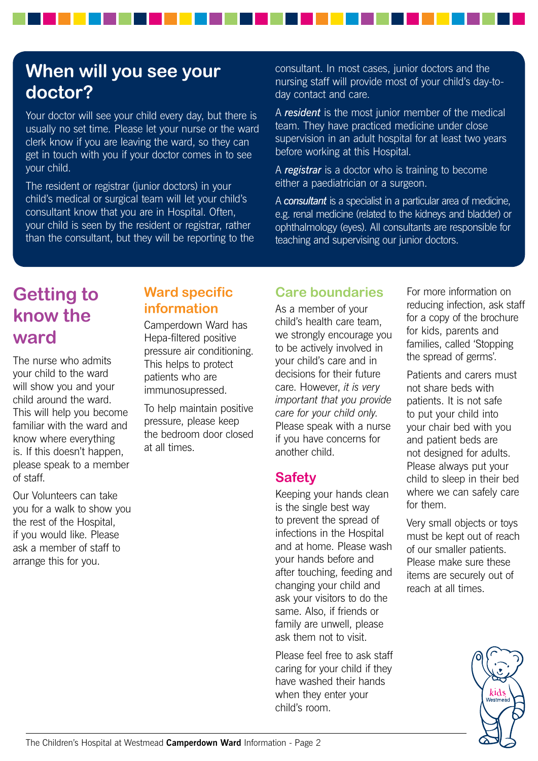## When will you see your doctor?

Your doctor will see your child every day, but there is usually no set time. Please let your nurse or the ward clerk know if you are leaving the ward, so they can get in touch with you if your doctor comes in to see your child.

The resident or registrar (junior doctors) in your child's medical or surgical team will let your child's consultant know that you are in Hospital. Often, your child is seen by the resident or registrar, rather than the consultant, but they will be reporting to the consultant. In most cases, junior doctors and the nursing staff will provide most of your child's day-to-day contact and care.

A ***resident*** is the most junior member of the medical team. They have practiced medicine under close supervision in an adult hospital for at least two years before working at this Hospital.

A ***registrar*** is a doctor who is training to become either a paediatrician or a surgeon.

A ***consultant*** is a specialist in a particular area of medicine, e.g. renal medicine (related to the kidneys and bladder) or ophthalmology (eyes). All consultants are responsible for teaching and supervising our junior doctors.

## Getting to know the ward

The nurse who admits your child to the ward will show you and your child around the ward. This will help you become familiar with the ward and know where everything is. If this doesn't happen, please speak to a member of staff.

Our Volunteers can take you for a walk to show you the rest of the Hospital, if you would like. Please ask a member of staff to arrange this for you.

### Ward specific information

Camperdown Ward has Hepa-filtered positive pressure air conditioning. This helps to protect patients who are immunosupressed.

To help maintain positive pressure, please keep the bedroom door closed at all times.

### Care boundaries

As a member of your child's health care team, we strongly encourage you to be actively involved in your child's care and in decisions for their future care. However, *it is very important that you provide care for your child only.* Please speak with a nurse if you have concerns for another child.

### Safety

Keeping your hands clean is the single best way to prevent the spread of infections in the Hospital and at home. Please wash your hands before and after touching, feeding and changing your child and ask your visitors to do the same. Also, if friends or family are unwell, please ask them not to visit.

Please feel free to ask staff caring for your child if they have washed their hands when they enter your child's room.

For more information on reducing infection, ask staff for a copy of the brochure for kids, parents and families, called 'Stopping the spread of germs'.

Patients and carers must not share beds with patients. It is not safe to put your child into your chair bed with you and patient beds are not designed for adults. Please always put your child to sleep in their bed where we can safely care for them.

Very small objects or toys must be kept out of reach of our smaller patients. Please make sure these items are securely out of reach at all times.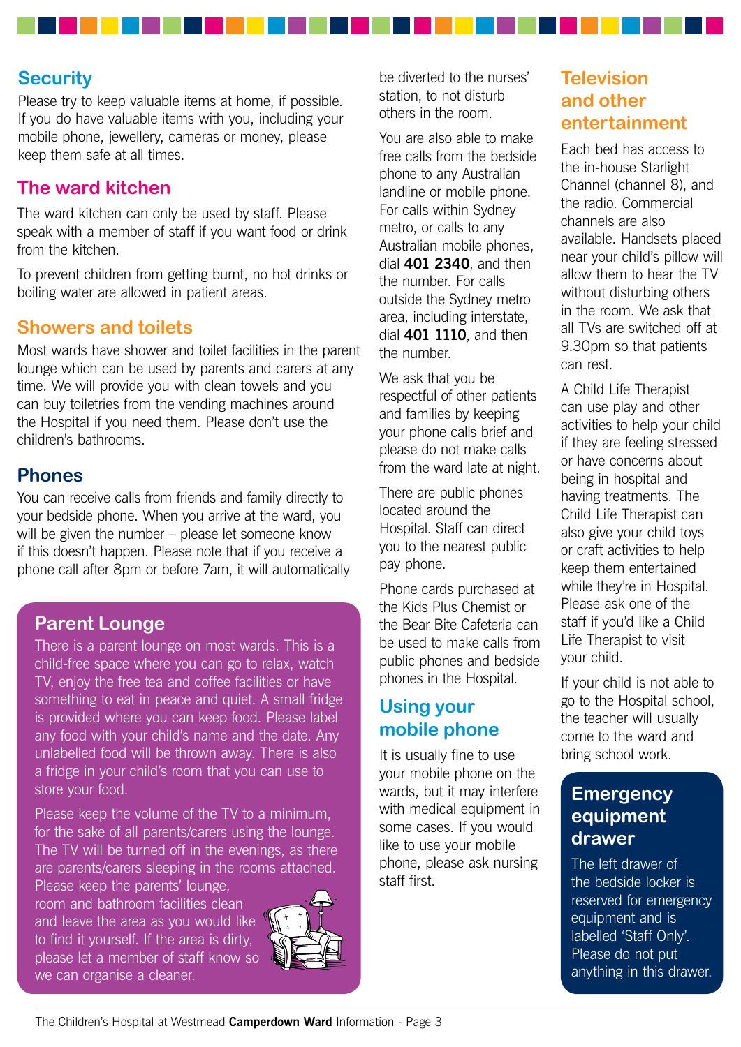## Security

Please try to keep valuable items at home, if possible. If you do have valuable items with you, including your mobile phone, jewellery, cameras or money, please keep them safe at all times.

## The ward kitchen

The ward kitchen can only be used by staff. Please speak with a member of staff if you want food or drink from the kitchen.

To prevent children from getting burnt, no hot drinks or boiling water are allowed in patient areas.

## Showers and toilets

Most wards have shower and toilet facilities in the parent lounge which can be used by parents and carers at any time. We will provide you with clean towels and you can buy toiletries from the vending machines around the Hospital if you need them. Please don't use the children's bathrooms.

## Phones

You can receive calls from friends and family directly to your bedside phone. When you arrive at the ward, you will be given the number – please let someone know if this doesn't happen. Please note that if you receive a phone call after 8pm or before 7am, it will automatically be diverted to the nurses' station, to not disturb others in the room.

You are also able to make free calls from the bedside phone to any Australian landline or mobile phone. For calls within Sydney metro, or calls to any Australian mobile phones, dial **401 2340**, and then the number. For calls outside the Sydney metro area, including interstate, dial **401 1110**, and then the number.

We ask that you be respectful of other patients and families by keeping your phone calls brief and please do not make calls from the ward late at night.

There are public phones located around the Hospital. Staff can direct you to the nearest public pay phone.

Phone cards purchased at the Kids Plus Chemist or the Bear Bite Cafeteria can be used to make calls from public phones and bedside phones in the Hospital.

## Parent Lounge

There is a parent lounge on most wards. This is a child-free space where you can go to relax, watch TV, enjoy the free tea and coffee facilities or have something to eat in peace and quiet. A small fridge is provided where you can keep food. Please label any food with your child's name and the date. Any unlabelled food will be thrown away. There is also a fridge in your child's room that you can use to store your food.

Please keep the volume of the TV to a minimum, for the sake of all parents/carers using the lounge. The TV will be turned off in the evenings, as there are parents/carers sleeping in the rooms attached. Please keep the parents' lounge, room and bathroom facilities clean and leave the area as you would like to find it yourself. If the area is dirty, please let a member of staff know so we can organise a cleaner.

## Using your mobile phone

It is usually fine to use your mobile phone on the wards, but it may interfere with medical equipment in some cases. If you would like to use your mobile phone, please ask nursing staff first.

## Television and other entertainment

Each bed has access to the in-house Starlight Channel (channel 8), and the radio. Commercial channels are also available. Handsets placed near your child's pillow will allow them to hear the TV without disturbing others in the room. We ask that all TVs are switched off at 9.30pm so that patients can rest.

A Child Life Therapist can use play and other activities to help your child if they are feeling stressed or have concerns about being in hospital and having treatments. The Child Life Therapist can also give your child toys or craft activities to help keep them entertained while they're in Hospital. Please ask one of the staff if you'd like a Child Life Therapist to visit your child.

If your child is not able to go to the Hospital school, the teacher will usually come to the ward and bring school work.

## Emergency equipment drawer

The left drawer of the bedside locker is reserved for emergency equipment and is labelled 'Staff Only'. Please do not put anything in this drawer.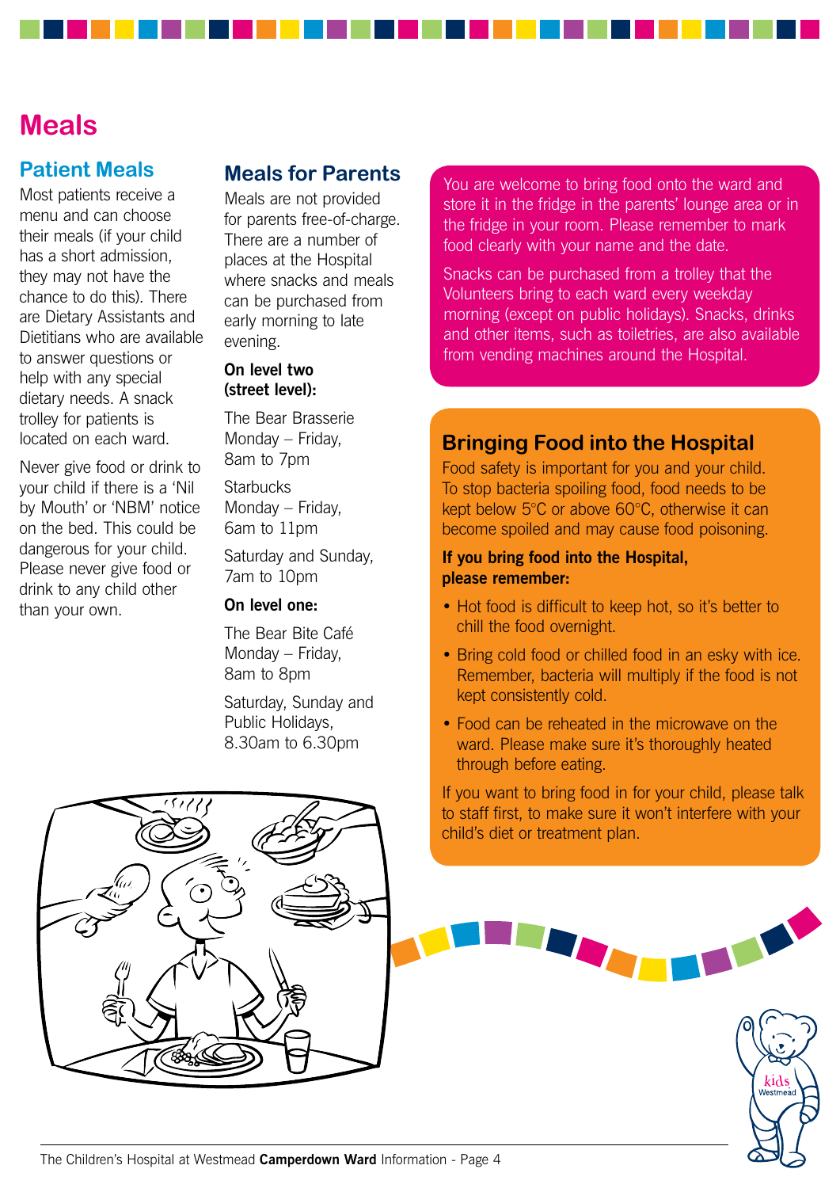# Meals

## Patient Meals

Most patients receive a menu and can choose their meals (if your child has a short admission, they may not have the chance to do this). There are Dietary Assistants and Dietitians who are available to answer questions or help with any special dietary needs. A snack trolley for patients is located on each ward.

Never give food or drink to your child if there is a 'Nil by Mouth' or 'NBM' notice on the bed. This could be dangerous for your child. Please never give food or drink to any child other than your own.

## Meals for Parents

Meals are not provided for parents free-of-charge. There are a number of places at the Hospital where snacks and meals can be purchased from early morning to late evening.

**On level two (street level):**

The Bear Brasserie
Monday – Friday,
8am to 7pm

Starbucks
Monday – Friday,
6am to 11pm

Saturday and Sunday,
7am to 10pm

**On level one:**

The Bear Bite Café
Monday – Friday,
8am to 8pm

Saturday, Sunday and Public Holidays,
8.30am to 6.30pm

You are welcome to bring food onto the ward and store it in the fridge in the parents' lounge area or in the fridge in your room. Please remember to mark food clearly with your name and the date.

Snacks can be purchased from a trolley that the Volunteers bring to each ward every weekday morning (except on public holidays). Snacks, drinks and other items, such as toiletries, are also available from vending machines around the Hospital.

## Bringing Food into the Hospital

Food safety is important for you and your child. To stop bacteria spoiling food, food needs to be kept below 5°C or above 60°C, otherwise it can become spoiled and may cause food poisoning.

**If you bring food into the Hospital, please remember:**

- Hot food is difficult to keep hot, so it's better to chill the food overnight.
- Bring cold food or chilled food in an esky with ice. Remember, bacteria will multiply if the food is not kept consistently cold.
- Food can be reheated in the microwave on the ward. Please make sure it's thoroughly heated through before eating.

If you want to bring food in for your child, please talk to staff first, to make sure it won't interfere with your child's diet or treatment plan.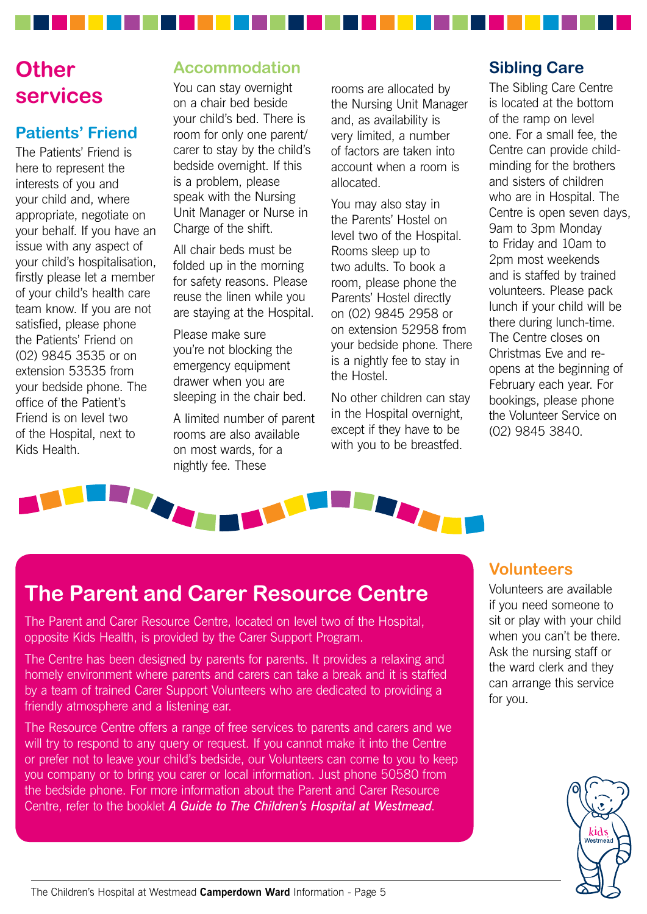# Other services

## Patients' Friend

The Patients' Friend is here to represent the interests of you and your child and, where appropriate, negotiate on your behalf. If you have an issue with any aspect of your child's hospitalisation, firstly please let a member of your child's health care team know. If you are not satisfied, please phone the Patients' Friend on (02) 9845 3535 or on extension 53535 from your bedside phone. The office of the Patient's Friend is on level two of the Hospital, next to Kids Health.

## Accommodation

You can stay overnight on a chair bed beside your child's bed. There is room for only one parent/carer to stay by the child's bedside overnight. If this is a problem, please speak with the Nursing Unit Manager or Nurse in Charge of the shift.

All chair beds must be folded up in the morning for safety reasons. Please reuse the linen while you are staying at the Hospital.

Please make sure you're not blocking the emergency equipment drawer when you are sleeping in the chair bed.

A limited number of parent rooms are also available on most wards, for a nightly fee. These rooms are allocated by the Nursing Unit Manager and, as availability is very limited, a number of factors are taken into account when a room is allocated.

You may also stay in the Parents' Hostel on level two of the Hospital. Rooms sleep up to two adults. To book a room, please phone the Parents' Hostel directly on (02) 9845 2958 or on extension 52958 from your bedside phone. There is a nightly fee to stay in the Hostel.

No other children can stay in the Hospital overnight, except if they have to be with you to be breastfed.

## Sibling Care

The Sibling Care Centre is located at the bottom of the ramp on level one. For a small fee, the Centre can provide child-minding for the brothers and sisters of children who are in Hospital. The Centre is open seven days, 9am to 3pm Monday to Friday and 10am to 2pm most weekends and is staffed by trained volunteers. Please pack lunch if your child will be there during lunch-time. The Centre closes on Christmas Eve and re-opens at the beginning of February each year. For bookings, please phone the Volunteer Service on (02) 9845 3840.

## The Parent and Carer Resource Centre

The Parent and Carer Resource Centre, located on level two of the Hospital, opposite Kids Health, is provided by the Carer Support Program.

The Centre has been designed by parents for parents. It provides a relaxing and homely environment where parents and carers can take a break and it is staffed by a team of trained Carer Support Volunteers who are dedicated to providing a friendly atmosphere and a listening ear.

The Resource Centre offers a range of free services to parents and carers and we will try to respond to any query or request. If you cannot make it into the Centre or prefer not to leave your child's bedside, our Volunteers can come to you to keep you company or to bring you carer or local information. Just phone 50580 from the bedside phone. For more information about the Parent and Carer Resource Centre, refer to the booklet ***A Guide to The Children's Hospital at Westmead***.

## Volunteers

Volunteers are available if you need someone to sit or play with your child when you can't be there. Ask the nursing staff or the ward clerk and they can arrange this service for you.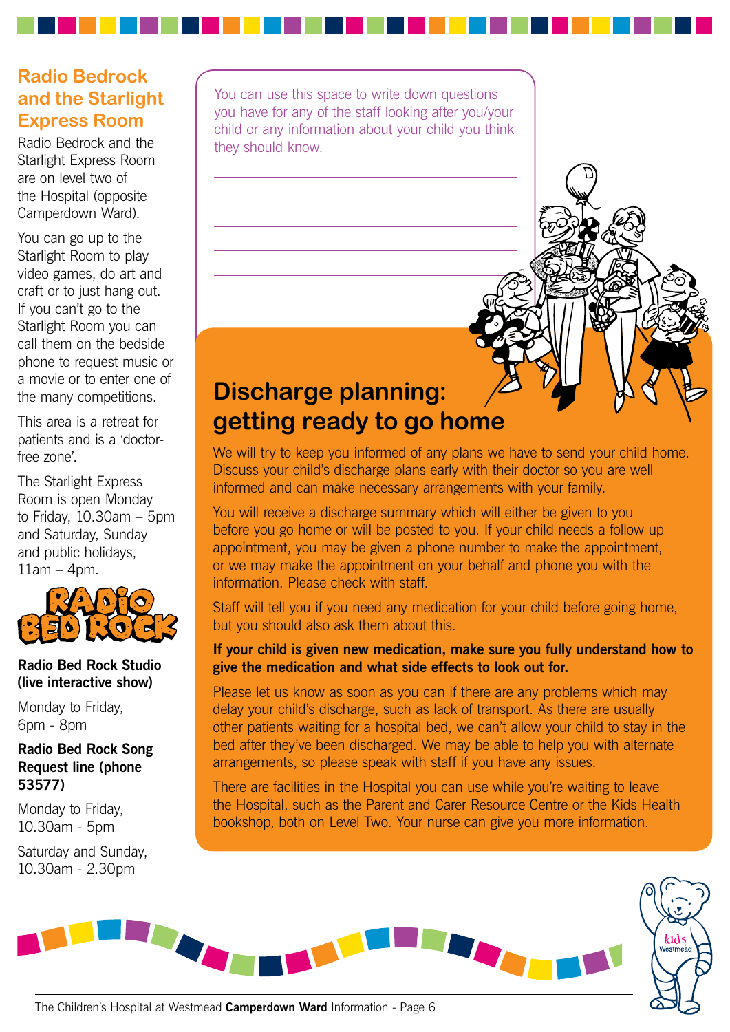## Radio Bedrock and the Starlight Express Room

Radio Bedrock and the Starlight Express Room are on level two of the Hospital (opposite Camperdown Ward).

You can go up to the Starlight Room to play video games, do art and craft or to just hang out. If you can't go to the Starlight Room you can call them on the bedside phone to request music or a movie or to enter one of the many competitions.

This area is a retreat for patients and is a 'doctor-free zone'.

The Starlight Express Room is open Monday to Friday, 10.30am – 5pm and Saturday, Sunday and public holidays, 11am – 4pm.

RADIO BED ROCK

**Radio Bed Rock Studio (live interactive show)**

Monday to Friday, 6pm - 8pm

**Radio Bed Rock Song Request line (phone 53577)**

Monday to Friday, 10.30am - 5pm

Saturday and Sunday, 10.30am - 2.30pm

You can use this space to write down questions you have for any of the staff looking after you/your child or any information about your child you think they should know.

______________________________

______________________________

______________________________

______________________________

______________________________

## Discharge planning: getting ready to go home

We will try to keep you informed of any plans we have to send your child home. Discuss your child's discharge plans early with their doctor so you are well informed and can make necessary arrangements with your family.

You will receive a discharge summary which will either be given to you before you go home or will be posted to you. If your child needs a follow up appointment, you may be given a phone number to make the appointment, or we may make the appointment on your behalf and phone you with the information. Please check with staff.

Staff will tell you if you need any medication for your child before going home, but you should also ask them about this.

**If your child is given new medication, make sure you fully understand how to give the medication and what side effects to look out for.**

Please let us know as soon as you can if there are any problems which may delay your child's discharge, such as lack of transport. As there are usually other patients waiting for a hospital bed, we can't allow your child to stay in the bed after they've been discharged. We may be able to help you with alternate arrangements, so please speak with staff if you have any issues.

There are facilities in the Hospital you can use while you're waiting to leave the Hospital, such as the Parent and Carer Resource Centre or the Kids Health bookshop, both on Level Two. Your nurse can give you more information.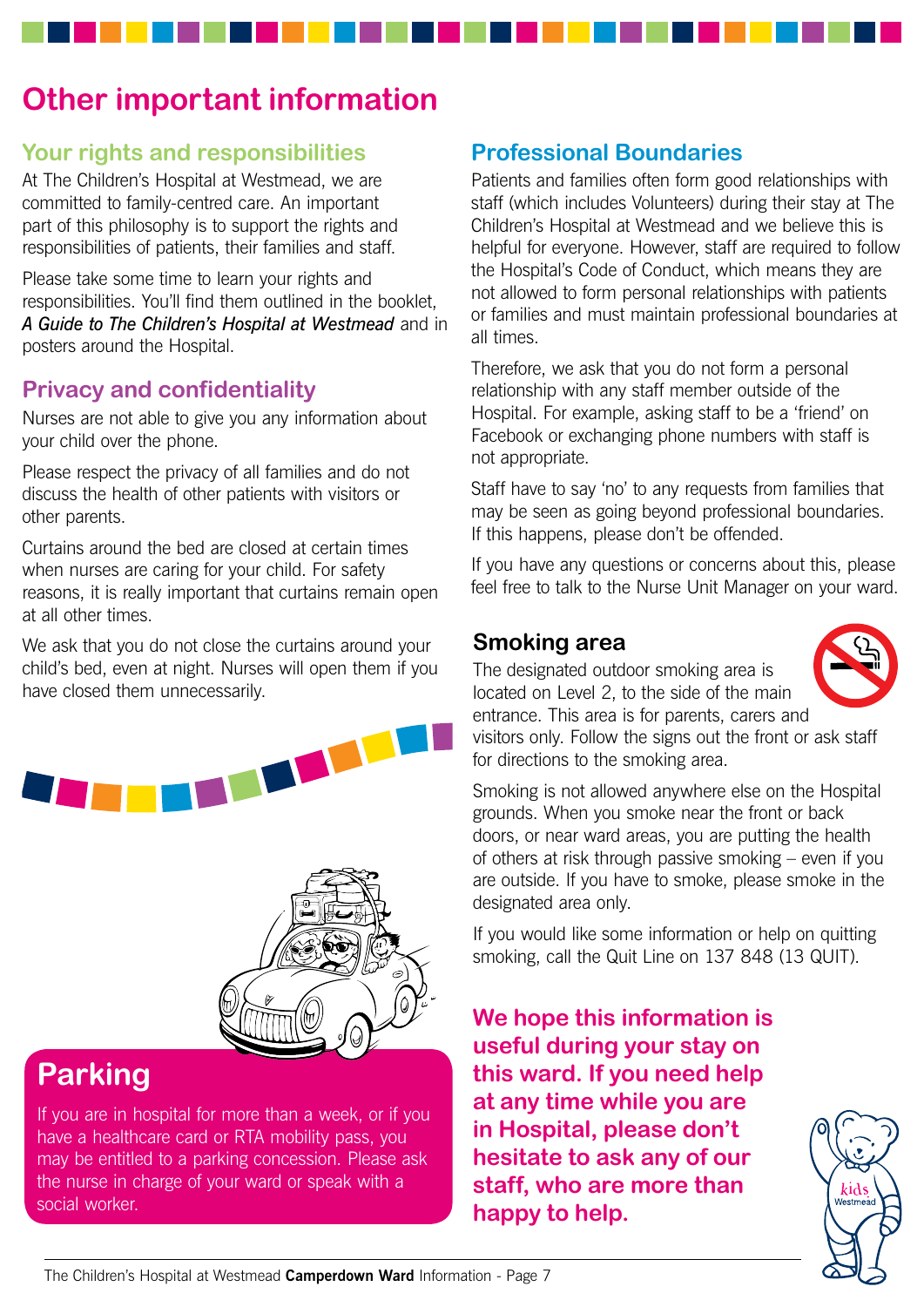# Other important information

## Your rights and responsibilities

At The Children's Hospital at Westmead, we are committed to family-centred care. An important part of this philosophy is to support the rights and responsibilities of patients, their families and staff.

Please take some time to learn your rights and responsibilities. You'll find them outlined in the booklet, ***A Guide to The Children's Hospital at Westmead*** and in posters around the Hospital.

## Privacy and confidentiality

Nurses are not able to give you any information about your child over the phone.

Please respect the privacy of all families and do not discuss the health of other patients with visitors or other parents.

Curtains around the bed are closed at certain times when nurses are caring for your child. For safety reasons, it is really important that curtains remain open at all other times.

We ask that you do not close the curtains around your child's bed, even at night. Nurses will open them if you have closed them unnecessarily.

## Parking

If you are in hospital for more than a week, or if you have a healthcare card or RTA mobility pass, you may be entitled to a parking concession. Please ask the nurse in charge of your ward or speak with a social worker.

## Professional Boundaries

Patients and families often form good relationships with staff (which includes Volunteers) during their stay at The Children's Hospital at Westmead and we believe this is helpful for everyone. However, staff are required to follow the Hospital's Code of Conduct, which means they are not allowed to form personal relationships with patients or families and must maintain professional boundaries at all times.

Therefore, we ask that you do not form a personal relationship with any staff member outside of the Hospital. For example, asking staff to be a 'friend' on Facebook or exchanging phone numbers with staff is not appropriate.

Staff have to say 'no' to any requests from families that may be seen as going beyond professional boundaries. If this happens, please don't be offended.

If you have any questions or concerns about this, please feel free to talk to the Nurse Unit Manager on your ward.

## Smoking area

The designated outdoor smoking area is located on Level 2, to the side of the main entrance. This area is for parents, carers and visitors only. Follow the signs out the front or ask staff for directions to the smoking area.

Smoking is not allowed anywhere else on the Hospital grounds. When you smoke near the front or back doors, or near ward areas, you are putting the health of others at risk through passive smoking – even if you are outside. If you have to smoke, please smoke in the designated area only.

If you would like some information or help on quitting smoking, call the Quit Line on 137 848 (13 QUIT).

**We hope this information is useful during your stay on this ward. If you need help at any time while you are in Hospital, please don't hesitate to ask any of our staff, who are more than happy to help.**